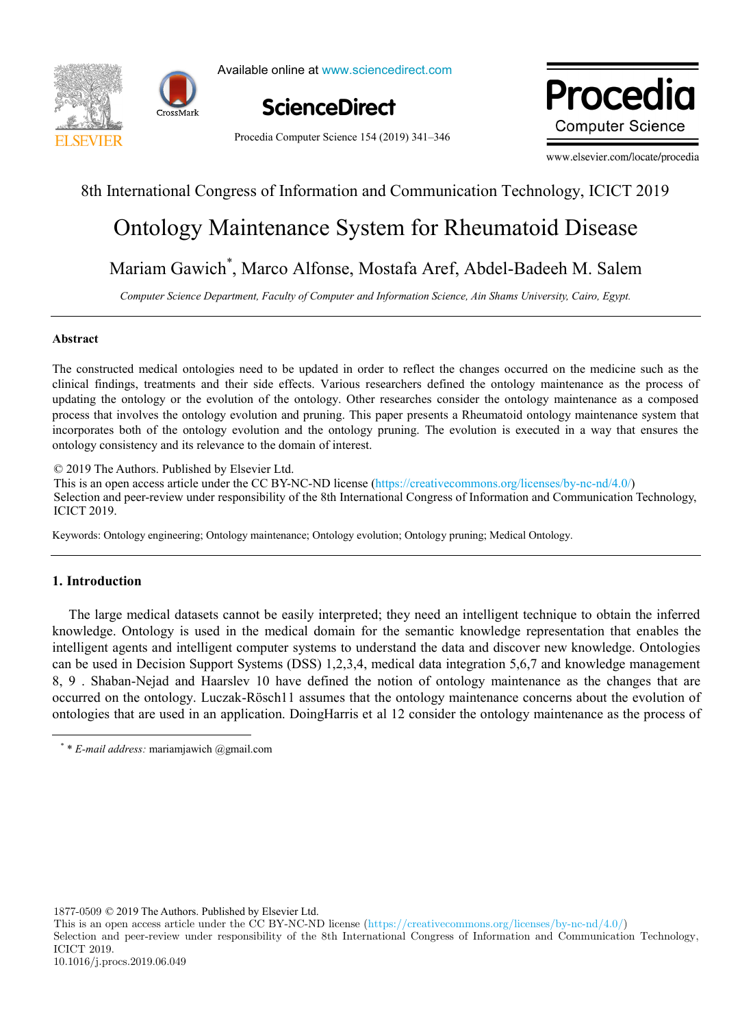8th International Congress of Information and Communication Technology, ICICT 2019

# Ontology Maintenance System for Rheumatoid Disease

Mariam Gawich[*], Marco Alfonse, Mostafa Aref, Abdel-Badeeh M. Salem

*Computer Science Department, Faculty of Computer and Information Science, Ain Shams University, Cairo, Egypt.*

---

## Abstract

The constructed medical ontologies need to be updated in order to reflect the changes occurred on the medicine such as the clinical findings, treatments and their side effects. Various researchers defined the ontology maintenance as the process of updating the ontology or the evolution of the ontology. Other researches consider the ontology maintenance as a composed process that involves the ontology evolution and pruning. This paper presents a Rheumatoid ontology maintenance system that incorporates both of the ontology evolution and the ontology pruning. The evolution is executed in a way that ensures the ontology consistency and its relevance to the domain of interest.

© 2019 The Authors. Published by Elsevier Ltd.
This is an open access article under the CC BY-NC-ND license (https://creativecommons.org/licenses/by-nc-nd/4.0/)
Selection and peer-review under responsibility of the 8th International Congress of Information and Communication Technology, ICICT 2019.

Keywords: Ontology engineering; Ontology maintenance; Ontology evolution; Ontology pruning; Medical Ontology.

---

## 1. Introduction

The large medical datasets cannot be easily interpreted; they need an intelligent technique to obtain the inferred knowledge. Ontology is used in the medical domain for the semantic knowledge representation that enables the intelligent agents and intelligent computer systems to understand the data and discover new knowledge. Ontologies can be used in Decision Support Systems (DSS) 1,2,3,4, medical data integration 5,6,7 and knowledge management 8, 9 . Shaban-Nejad and Haarslev 10 have defined the notion of ontology maintenance as the changes that are occurred on the ontology. Luczak-Rösch11 assumes that the ontology maintenance concerns about the evolution of ontologies that are used in an application. DoingHarris et al 12 consider the ontology maintenance as the process of

---

[*] * *E-mail address:* mariamjawich @gmail.com

1877-0509 © 2019 The Authors. Published by Elsevier Ltd.
This is an open access article under the CC BY-NC-ND license (https://creativecommons.org/licenses/by-nc-nd/4.0/)
Selection and peer-review under responsibility of the 8th International Congress of Information and Communication Technology, ICICT 2019.
10.1016/j.procs.2019.06.049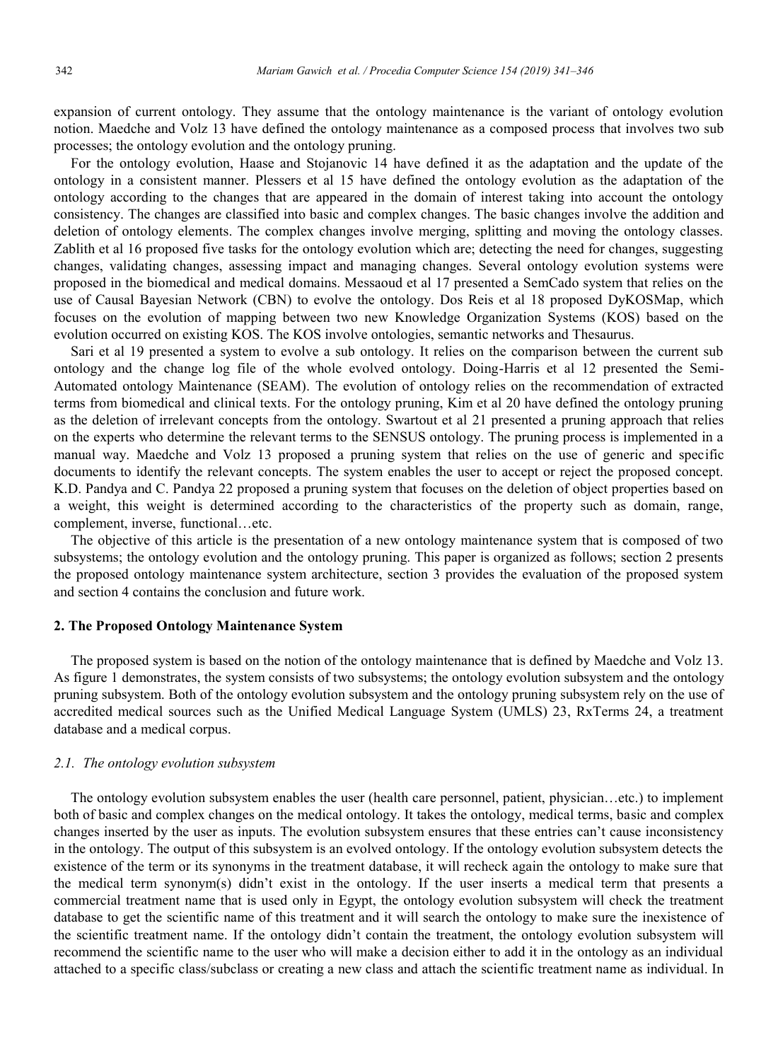expansion of current ontology. They assume that the ontology maintenance is the variant of ontology evolution notion. Maedche and Volz 13 have defined the ontology maintenance as a composed process that involves two sub processes; the ontology evolution and the ontology pruning.

For the ontology evolution, Haase and Stojanovic 14 have defined it as the adaptation and the update of the ontology in a consistent manner. Plessers et al 15 have defined the ontology evolution as the adaptation of the ontology according to the changes that are appeared in the domain of interest taking into account the ontology consistency. The changes are classified into basic and complex changes. The basic changes involve the addition and deletion of ontology elements. The complex changes involve merging, splitting and moving the ontology classes. Zablith et al 16 proposed five tasks for the ontology evolution which are; detecting the need for changes, suggesting changes, validating changes, assessing impact and managing changes. Several ontology evolution systems were proposed in the biomedical and medical domains. Messaoud et al 17 presented a SemCado system that relies on the use of Causal Bayesian Network (CBN) to evolve the ontology. Dos Reis et al 18 proposed DyKOSMap, which focuses on the evolution of mapping between two new Knowledge Organization Systems (KOS) based on the evolution occurred on existing KOS. The KOS involve ontologies, semantic networks and Thesaurus.

Sari et al 19 presented a system to evolve a sub ontology. It relies on the comparison between the current sub ontology and the change log file of the whole evolved ontology. Doing-Harris et al 12 presented the Semi-Automated ontology Maintenance (SEAM). The evolution of ontology relies on the recommendation of extracted terms from biomedical and clinical texts. For the ontology pruning, Kim et al 20 have defined the ontology pruning as the deletion of irrelevant concepts from the ontology. Swartout et al 21 presented a pruning approach that relies on the experts who determine the relevant terms to the SENSUS ontology. The pruning process is implemented in a manual way. Maedche and Volz 13 proposed a pruning system that relies on the use of generic and specific documents to identify the relevant concepts. The system enables the user to accept or reject the proposed concept. K.D. Pandya and C. Pandya 22 proposed a pruning system that focuses on the deletion of object properties based on a weight, this weight is determined according to the characteristics of the property such as domain, range, complement, inverse, functional…etc.

The objective of this article is the presentation of a new ontology maintenance system that is composed of two subsystems; the ontology evolution and the ontology pruning. This paper is organized as follows; section 2 presents the proposed ontology maintenance system architecture, section 3 provides the evaluation of the proposed system and section 4 contains the conclusion and future work.

## 2. The Proposed Ontology Maintenance System

The proposed system is based on the notion of the ontology maintenance that is defined by Maedche and Volz 13. As figure 1 demonstrates, the system consists of two subsystems; the ontology evolution subsystem and the ontology pruning subsystem. Both of the ontology evolution subsystem and the ontology pruning subsystem rely on the use of accredited medical sources such as the Unified Medical Language System (UMLS) 23, RxTerms 24, a treatment database and a medical corpus.

### *2.1. The ontology evolution subsystem*

The ontology evolution subsystem enables the user (health care personnel, patient, physician…etc.) to implement both of basic and complex changes on the medical ontology. It takes the ontology, medical terms, basic and complex changes inserted by the user as inputs. The evolution subsystem ensures that these entries can't cause inconsistency in the ontology. The output of this subsystem is an evolved ontology. If the ontology evolution subsystem detects the existence of the term or its synonyms in the treatment database, it will recheck again the ontology to make sure that the medical term synonym(s) didn't exist in the ontology. If the user inserts a medical term that presents a commercial treatment name that is used only in Egypt, the ontology evolution subsystem will check the treatment database to get the scientific name of this treatment and it will search the ontology to make sure the inexistence of the scientific treatment name. If the ontology didn't contain the treatment, the ontology evolution subsystem will recommend the scientific name to the user who will make a decision either to add it in the ontology as an individual attached to a specific class/subclass or creating a new class and attach the scientific treatment name as individual. In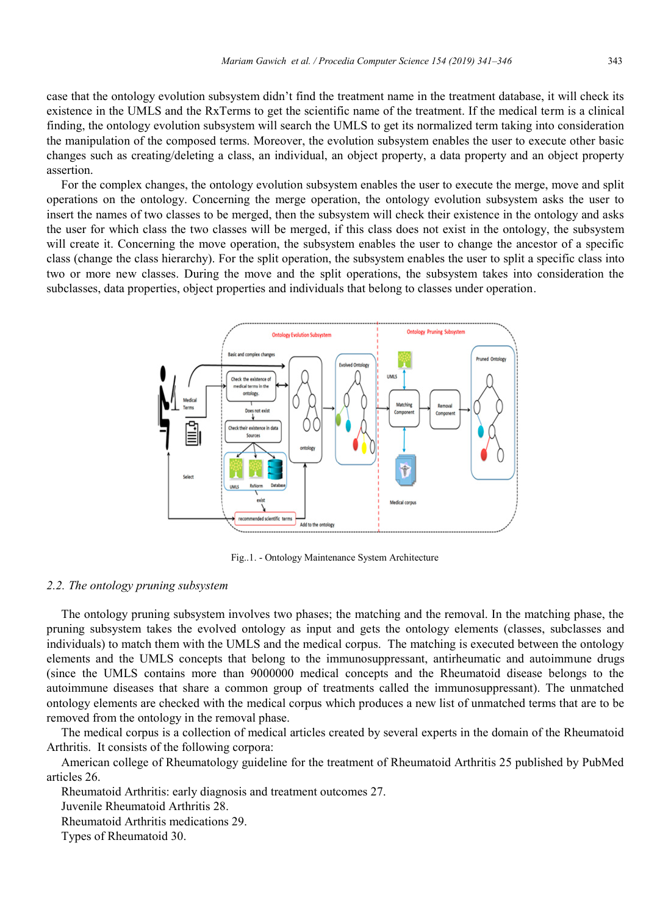case that the ontology evolution subsystem didn't find the treatment name in the treatment database, it will check its existence in the UMLS and the RxTerms to get the scientific name of the treatment. If the medical term is a clinical finding, the ontology evolution subsystem will search the UMLS to get its normalized term taking into consideration the manipulation of the composed terms. Moreover, the evolution subsystem enables the user to execute other basic changes such as creating/deleting a class, an individual, an object property, a data property and an object property assertion.

For the complex changes, the ontology evolution subsystem enables the user to execute the merge, move and split operations on the ontology. Concerning the merge operation, the ontology evolution subsystem asks the user to insert the names of two classes to be merged, then the subsystem will check their existence in the ontology and asks the user for which class the two classes will be merged, if this class does not exist in the ontology, the subsystem will create it. Concerning the move operation, the subsystem enables the user to change the ancestor of a specific class (change the class hierarchy). For the split operation, the subsystem enables the user to split a specific class into two or more new classes. During the move and the split operations, the subsystem takes into consideration the subclasses, data properties, object properties and individuals that belong to classes under operation.

Fig..1. - Ontology Maintenance System Architecture

### *2.2. The ontology pruning subsystem*

The ontology pruning subsystem involves two phases; the matching and the removal. In the matching phase, the pruning subsystem takes the evolved ontology as input and gets the ontology elements (classes, subclasses and individuals) to match them with the UMLS and the medical corpus. The matching is executed between the ontology elements and the UMLS concepts that belong to the immunosuppressant, antirheumatic and autoimmune drugs (since the UMLS contains more than 9000000 medical concepts and the Rheumatoid disease belongs to the autoimmune diseases that share a common group of treatments called the immunosuppressant). The unmatched ontology elements are checked with the medical corpus which produces a new list of unmatched terms that are to be removed from the ontology in the removal phase.

The medical corpus is a collection of medical articles created by several experts in the domain of the Rheumatoid Arthritis. It consists of the following corpora:

American college of Rheumatology guideline for the treatment of Rheumatoid Arthritis 25 published by PubMed articles 26.

Rheumatoid Arthritis: early diagnosis and treatment outcomes 27.

Juvenile Rheumatoid Arthritis 28.

Rheumatoid Arthritis medications 29.

Types of Rheumatoid 30.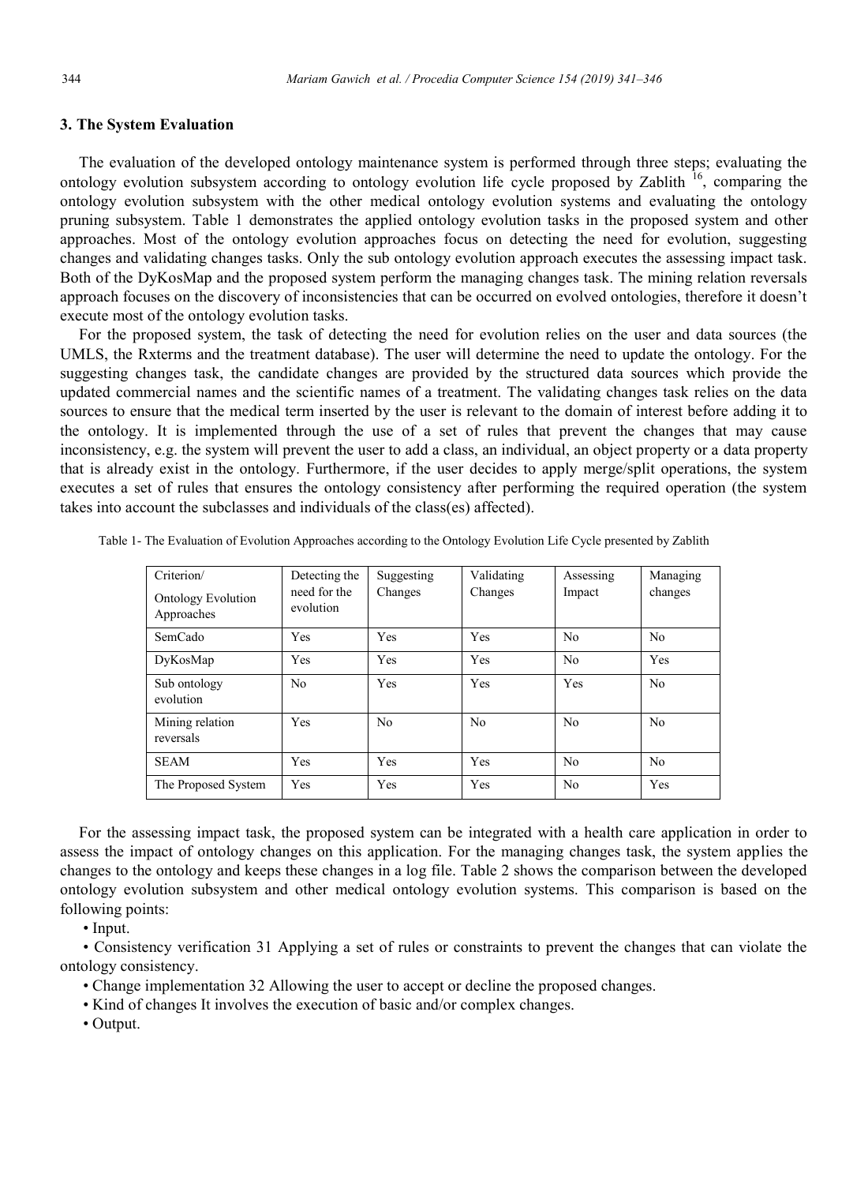## 3. The System Evaluation

The evaluation of the developed ontology maintenance system is performed through three steps; evaluating the ontology evolution subsystem according to ontology evolution life cycle proposed by Zablith [16], comparing the ontology evolution subsystem with the other medical ontology evolution systems and evaluating the ontology pruning subsystem. Table 1 demonstrates the applied ontology evolution tasks in the proposed system and other approaches. Most of the ontology evolution approaches focus on detecting the need for evolution, suggesting changes and validating changes tasks. Only the sub ontology evolution approach executes the assessing impact task. Both of the DyKosMap and the proposed system perform the managing changes task. The mining relation reversals approach focuses on the discovery of inconsistencies that can be occurred on evolved ontologies, therefore it doesn't execute most of the ontology evolution tasks.

For the proposed system, the task of detecting the need for evolution relies on the user and data sources (the UMLS, the Rxterms and the treatment database). The user will determine the need to update the ontology. For the suggesting changes task, the candidate changes are provided by the structured data sources which provide the updated commercial names and the scientific names of a treatment. The validating changes task relies on the data sources to ensure that the medical term inserted by the user is relevant to the domain of interest before adding it to the ontology. It is implemented through the use of a set of rules that prevent the changes that may cause inconsistency, e.g. the system will prevent the user to add a class, an individual, an object property or a data property that is already exist in the ontology. Furthermore, if the user decides to apply merge/split operations, the system executes a set of rules that ensures the ontology consistency after performing the required operation (the system takes into account the subclasses and individuals of the class(es) affected).

Table 1- The Evaluation of Evolution Approaches according to the Ontology Evolution Life Cycle presented by Zablith

| Criterion/ Ontology Evolution Approaches | Detecting the need for the evolution | Suggesting Changes | Validating Changes | Assessing Impact | Managing changes |
|---|---|---|---|---|---|
| SemCado | Yes | Yes | Yes | No | No |
| DyKosMap | Yes | Yes | Yes | No | Yes |
| Sub ontology evolution | No | Yes | Yes | Yes | No |
| Mining relation reversals | Yes | No | No | No | No |
| SEAM | Yes | Yes | Yes | No | No |
| The Proposed System | Yes | Yes | Yes | No | Yes |

For the assessing impact task, the proposed system can be integrated with a health care application in order to assess the impact of ontology changes on this application. For the managing changes task, the system applies the changes to the ontology and keeps these changes in a log file. Table 2 shows the comparison between the developed ontology evolution subsystem and other medical ontology evolution systems. This comparison is based on the following points:

- Input.
- Consistency verification 31 Applying a set of rules or constraints to prevent the changes that can violate the ontology consistency.
- Change implementation 32 Allowing the user to accept or decline the proposed changes.
- Kind of changes It involves the execution of basic and/or complex changes.
- Output.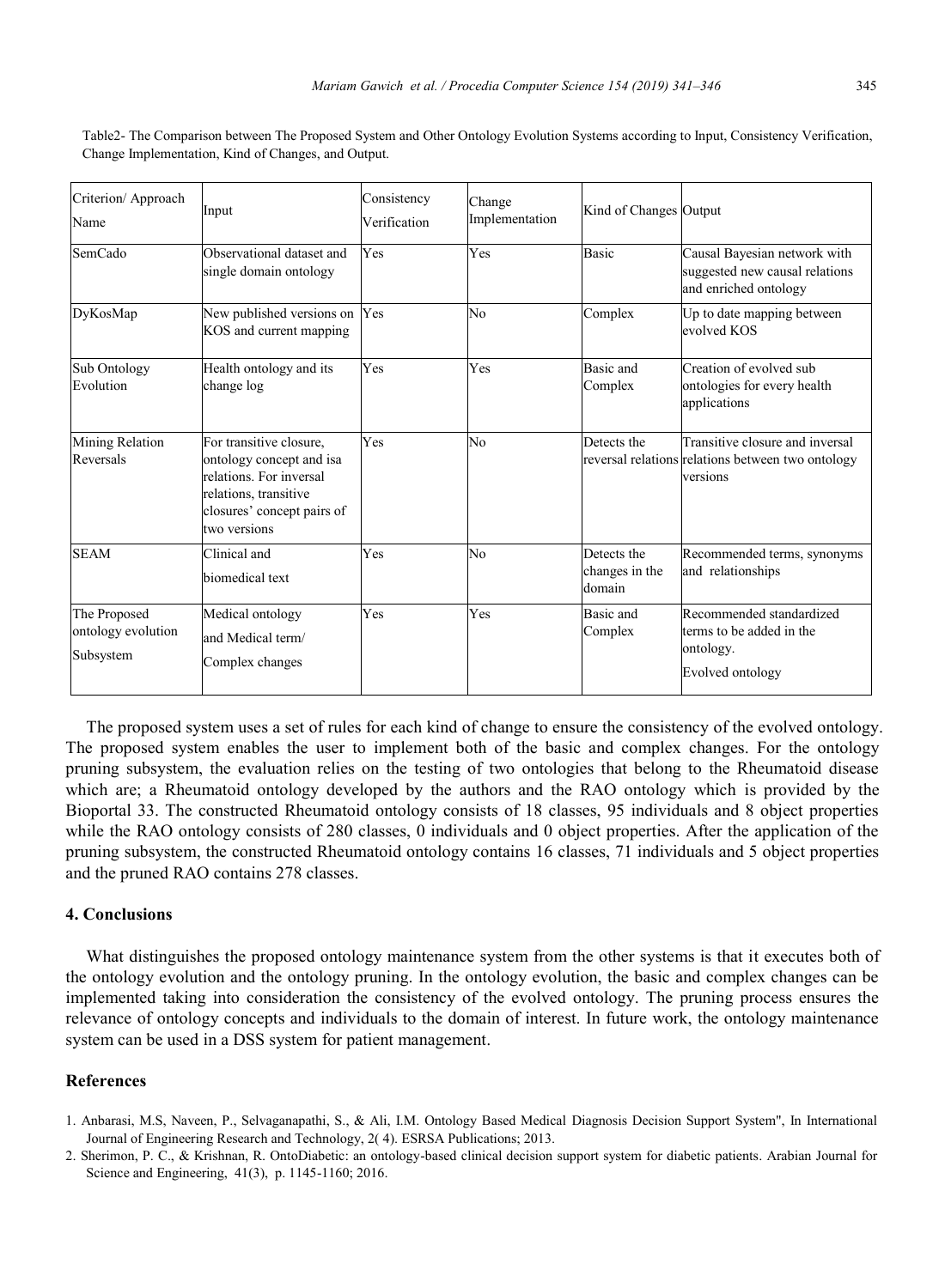Table2- The Comparison between The Proposed System and Other Ontology Evolution Systems according to Input, Consistency Verification, Change Implementation, Kind of Changes, and Output.

| Criterion/ Approach Name | Input | Consistency Verification | Change Implementation | Kind of Changes | Output |
|---|---|---|---|---|---|
| SemCado | Observational dataset and single domain ontology | Yes | Yes | Basic | Causal Bayesian network with suggested new causal relations and enriched ontology |
| DyKosMap | New published versions on KOS and current mapping | Yes | No | Complex | Up to date mapping between evolved KOS |
| Sub Ontology Evolution | Health ontology and its change log | Yes | Yes | Basic and Complex | Creation of evolved sub ontologies for every health applications |
| Mining Relation Reversals | For transitive closure, ontology concept and isa relations. For inversal relations, transitive closures' concept pairs of two versions | Yes | No | Detects the reversal relations | Transitive closure and inversal relations between two ontology versions |
| SEAM | Clinical and biomedical text | Yes | No | Detects the changes in the domain | Recommended terms, synonyms and relationships |
| The Proposed ontology evolution Subsystem | Medical ontology and Medical term/ Complex changes | Yes | Yes | Basic and Complex | Recommended standardized terms to be added in the ontology. Evolved ontology |

The proposed system uses a set of rules for each kind of change to ensure the consistency of the evolved ontology. The proposed system enables the user to implement both of the basic and complex changes. For the ontology pruning subsystem, the evaluation relies on the testing of two ontologies that belong to the Rheumatoid disease which are; a Rheumatoid ontology developed by the authors and the RAO ontology which is provided by the Bioportal 33. The constructed Rheumatoid ontology consists of 18 classes, 95 individuals and 8 object properties while the RAO ontology consists of 280 classes, 0 individuals and 0 object properties. After the application of the pruning subsystem, the constructed Rheumatoid ontology contains 16 classes, 71 individuals and 5 object properties and the pruned RAO contains 278 classes.

## 4. Conclusions

What distinguishes the proposed ontology maintenance system from the other systems is that it executes both of the ontology evolution and the ontology pruning. In the ontology evolution, the basic and complex changes can be implemented taking into consideration the consistency of the evolved ontology. The pruning process ensures the relevance of ontology concepts and individuals to the domain of interest. In future work, the ontology maintenance system can be used in a DSS system for patient management.

## References

1. Anbarasi, M.S, Naveen, P., Selvaganapathi, S., & Ali, I.M. Ontology Based Medical Diagnosis Decision Support System", In International Journal of Engineering Research and Technology, 2( 4). ESRSA Publications; 2013.
2. Sherimon, P. C., & Krishnan, R. OntoDiabetic: an ontology-based clinical decision support system for diabetic patients. Arabian Journal for Science and Engineering, 41(3), p. 1145-1160; 2016.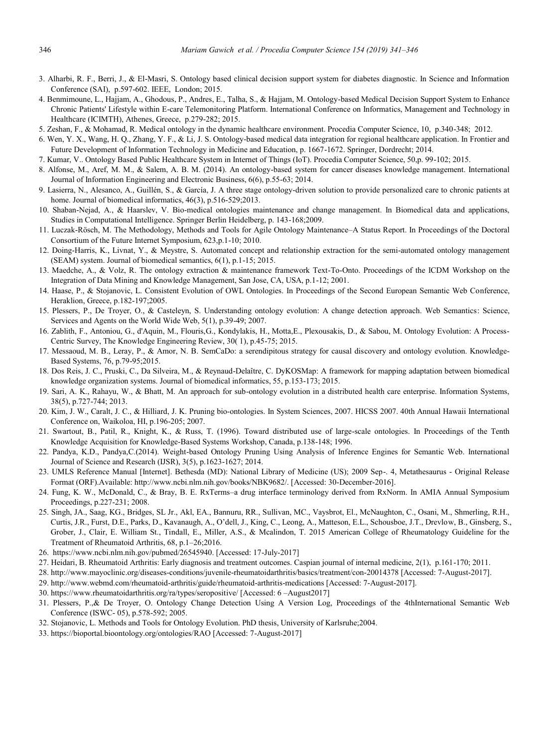3. Alharbi, R. F., Berri, J., & El-Masri, S. Ontology based clinical decision support system for diabetes diagnostic. In Science and Information Conference (SAI), p.597-602. IEEE, London; 2015.
4. Benmimoune, L., Hajjam, A., Ghodous, P., Andres, E., Talha, S., & Hajjam, M. Ontology-based Medical Decision Support System to Enhance Chronic Patients' Lifestyle within E-care Telemonitoring Platform. International Conference on Informatics, Management and Technology in Healthcare (ICIMTH), Athenes, Greece, p.279-282; 2015.
5. Zeshan, F., & Mohamad, R. Medical ontology in the dynamic healthcare environment. Procedia Computer Science, 10, p.340-348; 2012.
6. Wen, Y. X., Wang, H. Q., Zhang, Y. F., & Li, J. S. Ontology-based medical data integration for regional healthcare application. In Frontier and Future Development of Information Technology in Medicine and Education, p. 1667-1672. Springer, Dordrecht; 2014.
7. Kumar, V.. Ontology Based Public Healthcare System in Internet of Things (IoT). Procedia Computer Science, 50,p. 99-102; 2015.
8. Alfonse, M., Aref, M. M., & Salem, A. B. M. (2014). An ontology-based system for cancer diseases knowledge management. International Journal of Information Engineering and Electronic Business, 6(6), p.55-63; 2014.
9. Lasierra, N., Alesanco, A., Guillén, S., & García, J. A three stage ontology-driven solution to provide personalized care to chronic patients at home. Journal of biomedical informatics, 46(3), p.516-529;2013.
10. Shaban-Nejad, A., & Haarslev, V. Bio-medical ontologies maintenance and change management. In Biomedical data and applications, Studies in Computational Intelligence. Springer Berlin Heidelberg, p. 143-168;2009.
11. Luczak-Rösch, M. The Methodology, Methods and Tools for Agile Ontology Maintenance–A Status Report. In Proceedings of the Doctoral Consortium of the Future Internet Symposium, 623,p.1-10; 2010.
12. Doing-Harris, K., Livnat, Y., & Meystre, S. Automated concept and relationship extraction for the semi-automated ontology management (SEAM) system. Journal of biomedical semantics, 6(1), p.1-15; 2015.
13. Maedche, A., & Volz, R. The ontology extraction & maintenance framework Text-To-Onto. Proceedings of the ICDM Workshop on the Integration of Data Mining and Knowledge Management, San Jose, CA, USA, p.1-12; 2001.
14. Haase, P., & Stojanovic, L. Consistent Evolution of OWL Ontologies. In Proceedings of the Second European Semantic Web Conference, Heraklion, Greece, p.182-197;2005.
15. Plessers, P., De Troyer, O., & Casteleyn, S. Understanding ontology evolution: A change detection approach. Web Semantics: Science, Services and Agents on the World Wide Web, 5(1), p.39-49; 2007.
16. Zablith, F., Antoniou, G., d'Aquin, M., Flouris,G., Kondylakis, H., Motta,E., Plexousakis, D., & Sabou, M. Ontology Evolution: A Process-Centric Survey, The Knowledge Engineering Review, 30( 1), p.45-75; 2015.
17. Messaoud, M. B., Leray, P., & Amor, N. B. SemCaDo: a serendipitous strategy for causal discovery and ontology evolution. Knowledge-Based Systems, 76, p.79-95;2015.
18. Dos Reis, J. C., Pruski, C., Da Silveira, M., & Reynaud-Delaître, C. DyKOSMap: A framework for mapping adaptation between biomedical knowledge organization systems. Journal of biomedical informatics, 55, p.153-173; 2015.
19. Sari, A. K., Rahayu, W., & Bhatt, M. An approach for sub-ontology evolution in a distributed health care enterprise. Information Systems, 38(5), p.727-744; 2013.
20. Kim, J. W., Caralt, J. C., & Hilliard, J. K. Pruning bio-ontologies. In System Sciences, 2007. HICSS 2007. 40th Annual Hawaii International Conference on, Waikoloa, HI, p.196-205; 2007.
21. Swartout, B., Patil, R., Knight, K., & Russ, T. (1996). Toward distributed use of large-scale ontologies. In Proceedings of the Tenth Knowledge Acquisition for Knowledge-Based Systems Workshop, Canada, p.138-148; 1996.
22. Pandya, K.D., Pandya,C.(2014). Weight-based Ontology Pruning Using Analysis of Inference Engines for Semantic Web. International Journal of Science and Research (IJSR), 3(5), p.1623-1627; 2014.
23. UMLS Reference Manual [Internet]. Bethesda (MD): National Library of Medicine (US); 2009 Sep-. 4, Metathesaurus - Original Release Format (ORF).Available: http://www.ncbi.nlm.nih.gov/books/NBK9682/. [Accessed: 30-December-2016].
24. Fung, K. W., McDonald, C., & Bray, B. E. RxTerms–a drug interface terminology derived from RxNorm. In AMIA Annual Symposium Proceedings, p.227-231; 2008.
25. Singh, JA., Saag, KG., Bridges, SL Jr., Akl, EA., Bannuru, RR., Sullivan, MC., Vaysbrot, El., McNaughton, C., Osani, M., Shmerling, R.H., Curtis, J.R., Furst, D.E., Parks, D., Kavanaugh, A., O'dell, J., King, C., Leong, A., Matteson, E.L., Schousboe, J.T., Drevlow, B., Ginsberg, S., Grober, J., Clair, E. William St., Tindall, E., Miller, A.S., & Mcalindon, T. 2015 American College of Rheumatology Guideline for the Treatment of Rheumatoid Arthritis, 68, p.1–26;2016.
26. https://www.ncbi.nlm.nih.gov/pubmed/26545940. [Accessed: 17-July-2017]
27. Heidari, B. Rheumatoid Arthritis: Early diagnosis and treatment outcomes. Caspian journal of internal medicine, 2(1), p.161-170; 2011.
28. http://www.mayoclinic.org/diseases-conditions/juvenile-rheumatoidarthritis/basics/treatment/con-20014378 [Accessed: 7-August-2017].
29. http://www.webmd.com/rheumatoid-arthritis/guide/rheumatoid-arthritis-medications [Accessed: 7-August-2017].
30. https://www.rheumatoidarthritis.org/ra/types/seropositive/ [Accessed: 6 –August2017]
31. Plessers, P.,& De Troyer, O. Ontology Change Detection Using A Version Log, Proceedings of the 4thInternational Semantic Web Conference (ISWC- 05), p.578-592; 2005.
32. Stojanovic, L. Methods and Tools for Ontology Evolution. PhD thesis, University of Karlsruhe;2004.
33. https://bioportal.bioontology.org/ontologies/RAO [Accessed: 7-August-2017]